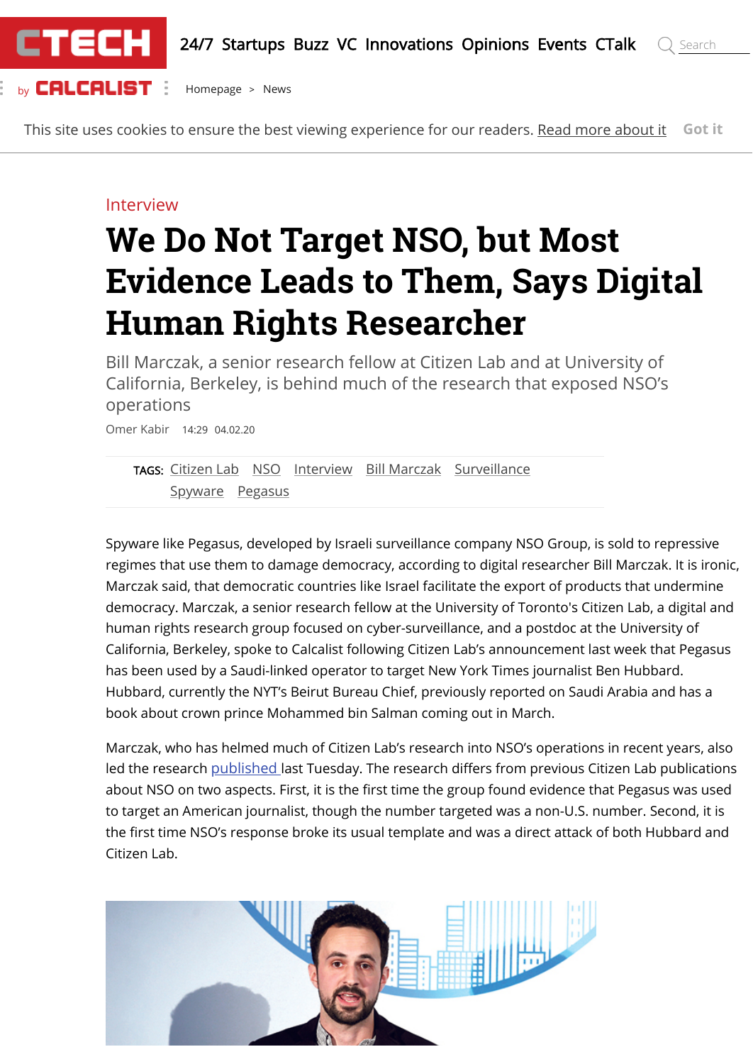Interview

# We Do Not Target NSO, but Most Evidence Leads to Them, Says Digital Human Rights Researcher

Bill Marczak, a senior research fellow at Citizen Lab and at University of California, Berkeley, is behind much of the research that exposed NSO's operations

Omer Kabir 14:29 04.02.20

TAGS: Citizen Lab NSO Interview Bill Marczak Surveillance Spyware Pegasus

Spyware like Pegasus, developed by Israeli surveillance company NSO Group, is sold to repressive regimes that use them to damage democracy, according to digital researcher Bill Marczak. It is ironic, Marczak said, that democratic countries like Israel facilitate the export of products that undermine democracy. Marczak, a senior research fellow at the University of Toronto's Citizen Lab, a digital and human rights research group focused on cyber-surveillance, and a postdoc at the University of California, Berkeley, spoke to Calcalist following Citizen Lab's announcement last week that Pegasus has been used by a Saudi-linked operator to target New York Times journalist Ben Hubbard. Hubbard, currently the NYT's Beirut Bureau Chief, previously reported on Saudi Arabia and has a book about crown prince Mohammed bin Salman coming out in March.

Marczak, who has helmed much of Citizen Lab's research into NSO's operations in recent years, also led the research published last Tuesday. The research differs from previous Citizen Lab publications about NSO on two aspects. First, it is the first time the group found evidence that Pegasus was used to target an American journalist, though the number targeted was a non-U.S. number. Second, it is the first time NSO's response broke its usual template and was a direct attack of both Hubbard and Citizen Lab.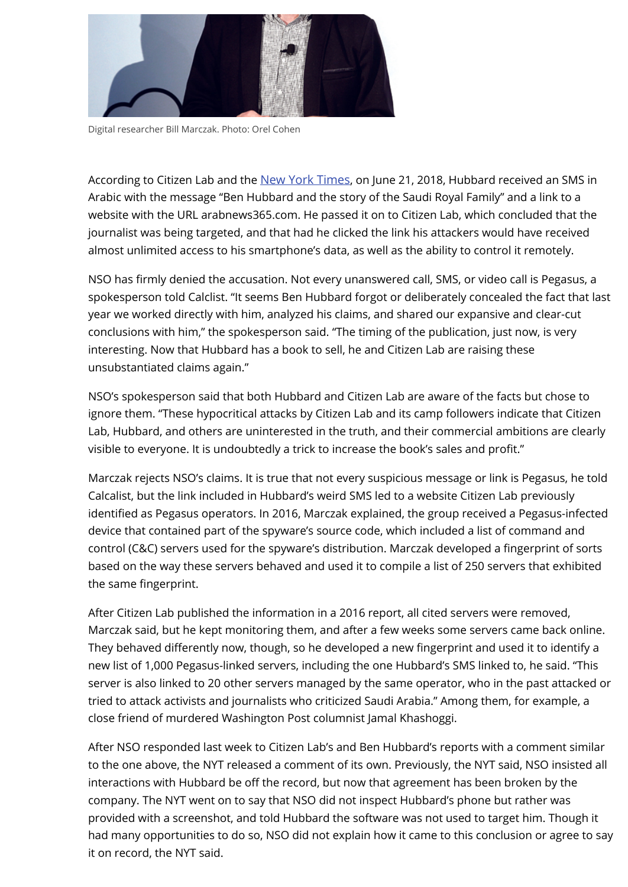Digital researcher Bill Marczak. Photo: Orel Cohen

According to Citizen Lab and the [New York Times](), on June 21, 2018, Hubbard received an SMS in Arabic with the message "Ben Hubbard and the story of the Saudi Royal Family" and a link to a website with the URL arabnews365.com. He passed it on to Citizen Lab, which concluded that the journalist was being targeted, and that had he clicked the link his attackers would have received almost unlimited access to his smartphone's data, as well as the ability to control it remotely.

NSO has firmly denied the accusation. Not every unanswered call, SMS, or video call is Pegasus, a spokesperson told Calclist. "It seems Ben Hubbard forgot or deliberately concealed the fact that last year we worked directly with him, analyzed his claims, and shared our expansive and clear-cut conclusions with him," the spokesperson said. "The timing of the publication, just now, is very interesting. Now that Hubbard has a book to sell, he and Citizen Lab are raising these unsubstantiated claims again."

NSO's spokesperson said that both Hubbard and Citizen Lab are aware of the facts but chose to ignore them. "These hypocritical attacks by Citizen Lab and its camp followers indicate that Citizen Lab, Hubbard, and others are uninterested in the truth, and their commercial ambitions are clearly visible to everyone. It is undoubtedly a trick to increase the book's sales and profit."

Marczak rejects NSO's claims. It is true that not every suspicious message or link is Pegasus, he told Calcalist, but the link included in Hubbard's weird SMS led to a website Citizen Lab previously identified as Pegasus operators. In 2016, Marczak explained, the group received a Pegasus-infected device that contained part of the spyware's source code, which included a list of command and control (C&C) servers used for the spyware's distribution. Marczak developed a fingerprint of sorts based on the way these servers behaved and used it to compile a list of 250 servers that exhibited the same fingerprint.

After Citizen Lab published the information in a 2016 report, all cited servers were removed, Marczak said, but he kept monitoring them, and after a few weeks some servers came back online. They behaved differently now, though, so he developed a new fingerprint and used it to identify a new list of 1,000 Pegasus-linked servers, including the one Hubbard's SMS linked to, he said. "This server is also linked to 20 other servers managed by the same operator, who in the past attacked or tried to attack activists and journalists who criticized Saudi Arabia." Among them, for example, a close friend of murdered Washington Post columnist Jamal Khashoggi.

After NSO responded last week to Citizen Lab's and Ben Hubbard's reports with a comment similar to the one above, the NYT released a comment of its own. Previously, the NYT said, NSO insisted all interactions with Hubbard be off the record, but now that agreement has been broken by the company. The NYT went on to say that NSO did not inspect Hubbard's phone but rather was provided with a screenshot, and told Hubbard the software was not used to target him. Though it had many opportunities to do so, NSO did not explain how it came to this conclusion or agree to say it on record, the NYT said.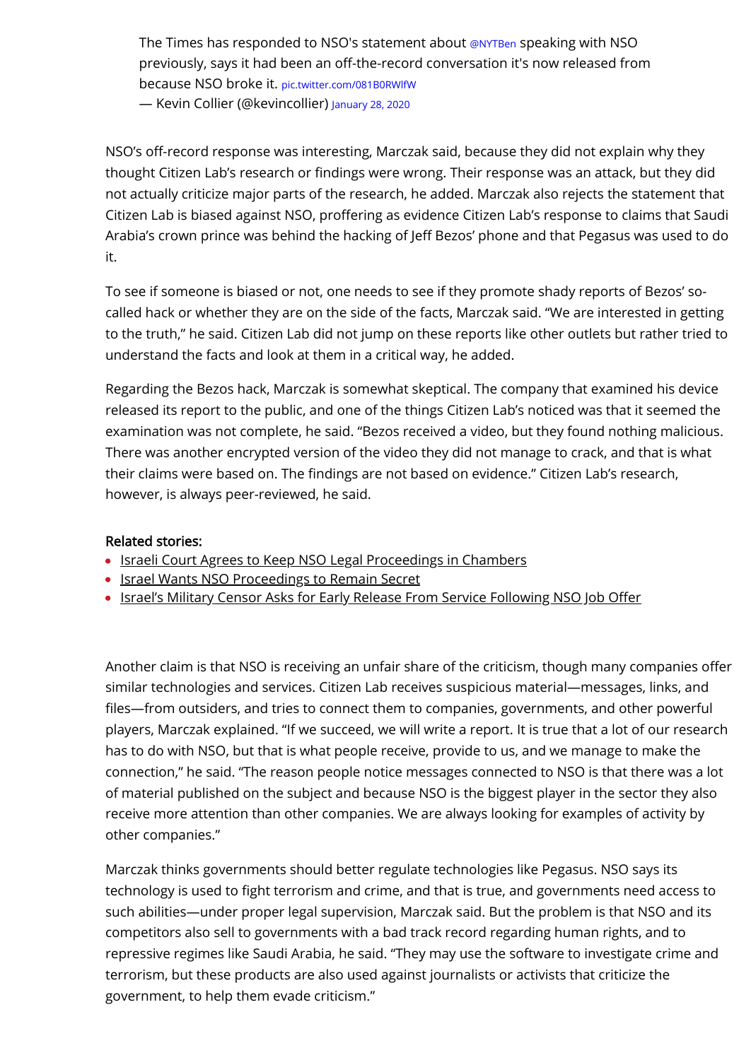> The Times has responded to NSO's statement about @NYTBen speaking with NSO previously, says it had been an off-the-record conversation it's now released from because NSO broke it. pic.twitter.com/081B0RWlfW
> — Kevin Collier (@kevincollier) January 28, 2020

NSO's off-record response was interesting, Marczak said, because they did not explain why they thought Citizen Lab's research or findings were wrong. Their response was an attack, but they did not actually criticize major parts of the research, he added. Marczak also rejects the statement that Citizen Lab is biased against NSO, proffering as evidence Citizen Lab's response to claims that Saudi Arabia's crown prince was behind the hacking of Jeff Bezos' phone and that Pegasus was used to do it.

To see if someone is biased or not, one needs to see if they promote shady reports of Bezos' so-called hack or whether they are on the side of the facts, Marczak said. "We are interested in getting to the truth," he said. Citizen Lab did not jump on these reports like other outlets but rather tried to understand the facts and look at them in a critical way, he added.

Regarding the Bezos hack, Marczak is somewhat skeptical. The company that examined his device released its report to the public, and one of the things Citizen Lab's noticed was that it seemed the examination was not complete, he said. "Bezos received a video, but they found nothing malicious. There was another encrypted version of the video they did not manage to crack, and that is what their claims were based on. The findings are not based on evidence." Citizen Lab's research, however, is always peer-reviewed, he said.

**Related stories:**

- Israeli Court Agrees to Keep NSO Legal Proceedings in Chambers
- Israel Wants NSO Proceedings to Remain Secret
- Israel's Military Censor Asks for Early Release From Service Following NSO Job Offer

Another claim is that NSO is receiving an unfair share of the criticism, though many companies offer similar technologies and services. Citizen Lab receives suspicious material—messages, links, and files—from outsiders, and tries to connect them to companies, governments, and other powerful players, Marczak explained. "If we succeed, we will write a report. It is true that a lot of our research has to do with NSO, but that is what people receive, provide to us, and we manage to make the connection," he said. "The reason people notice messages connected to NSO is that there was a lot of material published on the subject and because NSO is the biggest player in the sector they also receive more attention than other companies. We are always looking for examples of activity by other companies."

Marczak thinks governments should better regulate technologies like Pegasus. NSO says its technology is used to fight terrorism and crime, and that is true, and governments need access to such abilities—under proper legal supervision, Marczak said. But the problem is that NSO and its competitors also sell to governments with a bad track record regarding human rights, and to repressive regimes like Saudi Arabia, he said. "They may use the software to investigate crime and terrorism, but these products are also used against journalists or activists that criticize the government, to help them evade criticism."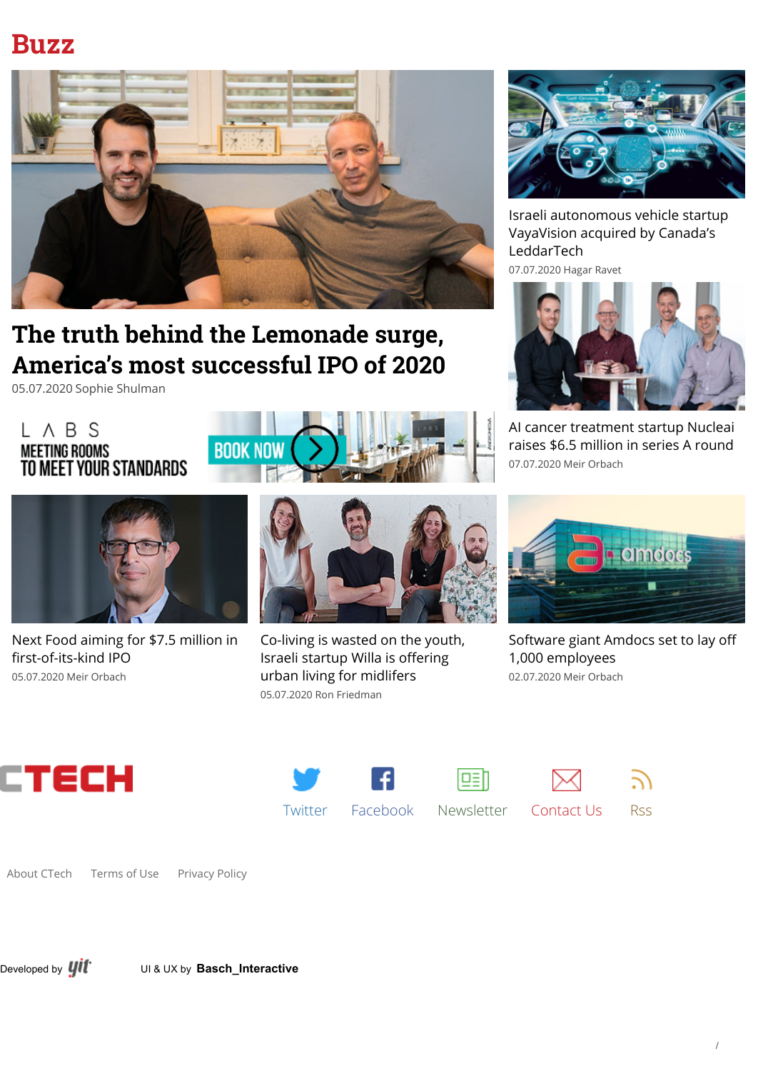# Buzz

## The truth behind the Lemonade surge, America's most successful IPO of 2020

05.07.2020 Sophie Shulman

Israeli autonomous vehicle startup VayaVision acquired by Canada's LeddarTech

07.07.2020 Hagar Ravet

AI cancer treatment startup Nucleai raises $6.5 million in series A round

07.07.2020 Meir Orbach

LABS MEETING ROOMS TO MEET YOUR STANDARDS BOOK NOW

Next Food aiming for $7.5 million in first-of-its-kind IPO

05.07.2020 Meir Orbach

Co-living is wasted on the youth, Israeli startup Willa is offering urban living for midlifers

05.07.2020 Ron Friedman

Software giant Amdocs set to lay off 1,000 employees

02.07.2020 Meir Orbach

CTECH

Twitter Facebook Newsletter Contact Us Rss

About CTech Terms of Use Privacy Policy

Developed by yit UI & UX by **Basch_Interactive**